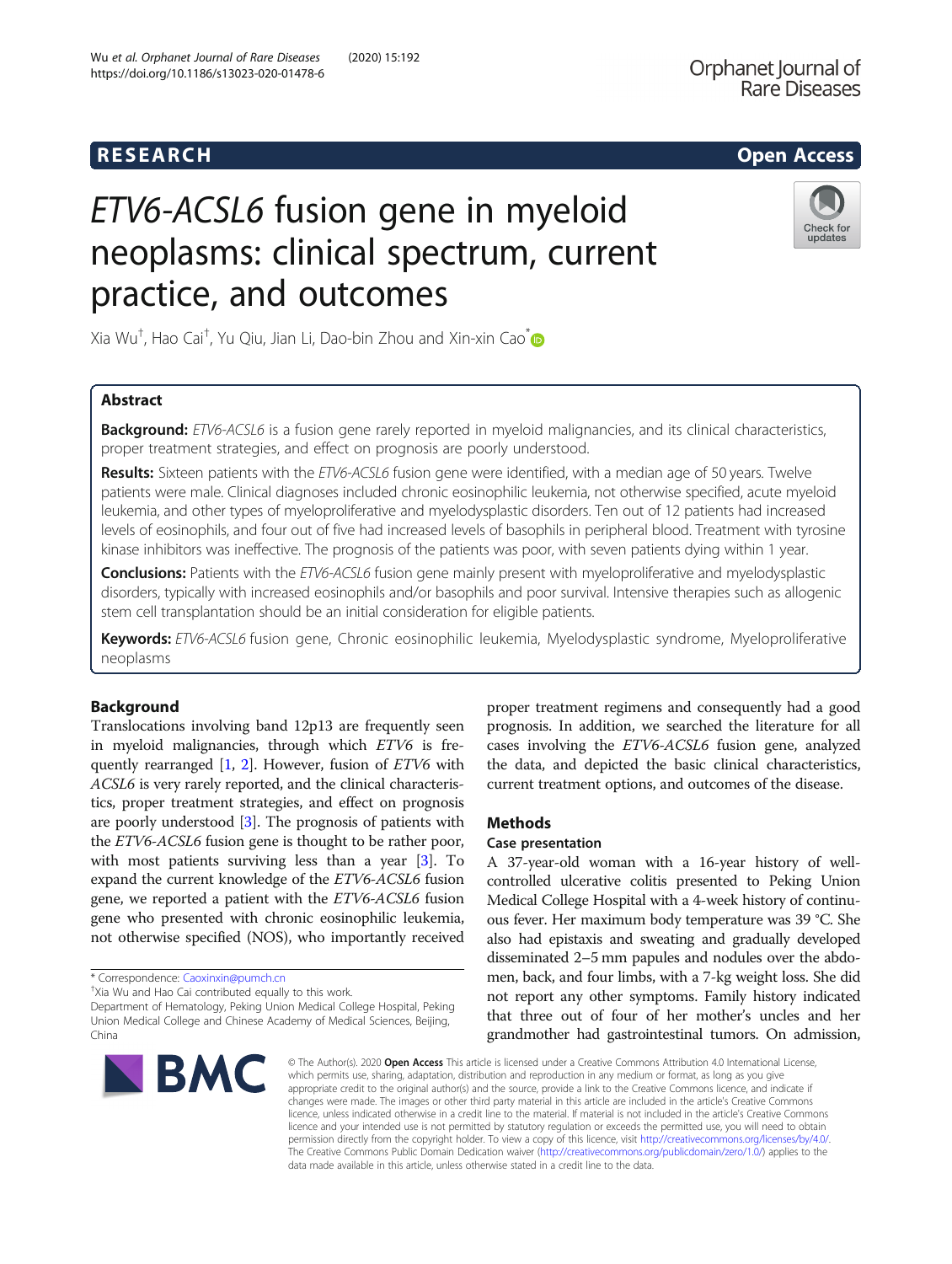# RESEARCH

# *ETV6-ACSL6* fusion gene in myeloid neoplasms: clinical spectrum, current practice, and outcomes

Xia Wu[†], Hao Cai[†], Yu Qiu, Jian Li, Dao-bin Zhou and Xin-xin Cao[*]

## Abstract

**Background:** *ETV6-ACSL6* is a fusion gene rarely reported in myeloid malignancies, and its clinical characteristics, proper treatment strategies, and effect on prognosis are poorly understood.

**Results:** Sixteen patients with the *ETV6-ACSL6* fusion gene were identified, with a median age of 50 years. Twelve patients were male. Clinical diagnoses included chronic eosinophilic leukemia, not otherwise specified, acute myeloid leukemia, and other types of myeloproliferative and myelodysplastic disorders. Ten out of 12 patients had increased levels of eosinophils, and four out of five had increased levels of basophils in peripheral blood. Treatment with tyrosine kinase inhibitors was ineffective. The prognosis of the patients was poor, with seven patients dying within 1 year.

**Conclusions:** Patients with the *ETV6-ACSL6* fusion gene mainly present with myeloproliferative and myelodysplastic disorders, typically with increased eosinophils and/or basophils and poor survival. Intensive therapies such as allogenic stem cell transplantation should be an initial consideration for eligible patients.

**Keywords:** *ETV6-ACSL6* fusion gene, Chronic eosinophilic leukemia, Myelodysplastic syndrome, Myeloproliferative neoplasms

## Background

Translocations involving band 12p13 are frequently seen in myeloid malignancies, through which *ETV6* is frequently rearranged [1, 2]. However, fusion of *ETV6* with *ACSL6* is very rarely reported, and the clinical characteristics, proper treatment strategies, and effect on prognosis are poorly understood [3]. The prognosis of patients with the *ETV6-ACSL6* fusion gene is thought to be rather poor, with most patients surviving less than a year [3]. To expand the current knowledge of the *ETV6-ACSL6* fusion gene, we reported a patient with the *ETV6-ACSL6* fusion gene who presented with chronic eosinophilic leukemia, not otherwise specified (NOS), who importantly received proper treatment regimens and consequently had a good prognosis. In addition, we searched the literature for all cases involving the *ETV6-ACSL6* fusion gene, analyzed the data, and depicted the basic clinical characteristics, current treatment options, and outcomes of the disease.

## Methods

### Case presentation

A 37-year-old woman with a 16-year history of well-controlled ulcerative colitis presented to Peking Union Medical College Hospital with a 4-week history of continuous fever. Her maximum body temperature was 39 °C. She also had epistaxis and sweating and gradually developed disseminated 2–5 mm papules and nodules over the abdomen, back, and four limbs, with a 7-kg weight loss. She did not report any other symptoms. Family history indicated that three out of four of her mother's uncles and her grandmother had gastrointestinal tumors. On admission,

* Correspondence: Caoxinxin@pumch.cn
[†]Xia Wu and Hao Cai contributed equally to this work.
Department of Hematology, Peking Union Medical College Hospital, Peking Union Medical College and Chinese Academy of Medical Sciences, Beijing, China

© The Author(s). 2020 **Open Access** This article is licensed under a Creative Commons Attribution 4.0 International License, which permits use, sharing, adaptation, distribution and reproduction in any medium or format, as long as you give appropriate credit to the original author(s) and the source, provide a link to the Creative Commons licence, and indicate if changes were made. The images or other third party material in this article are included in the article's Creative Commons licence, unless indicated otherwise in a credit line to the material. If material is not included in the article's Creative Commons licence and your intended use is not permitted by statutory regulation or exceeds the permitted use, you will need to obtain permission directly from the copyright holder. To view a copy of this licence, visit http://creativecommons.org/licenses/by/4.0/. The Creative Commons Public Domain Dedication waiver (http://creativecommons.org/publicdomain/zero/1.0/) applies to the data made available in this article, unless otherwise stated in a credit line to the data.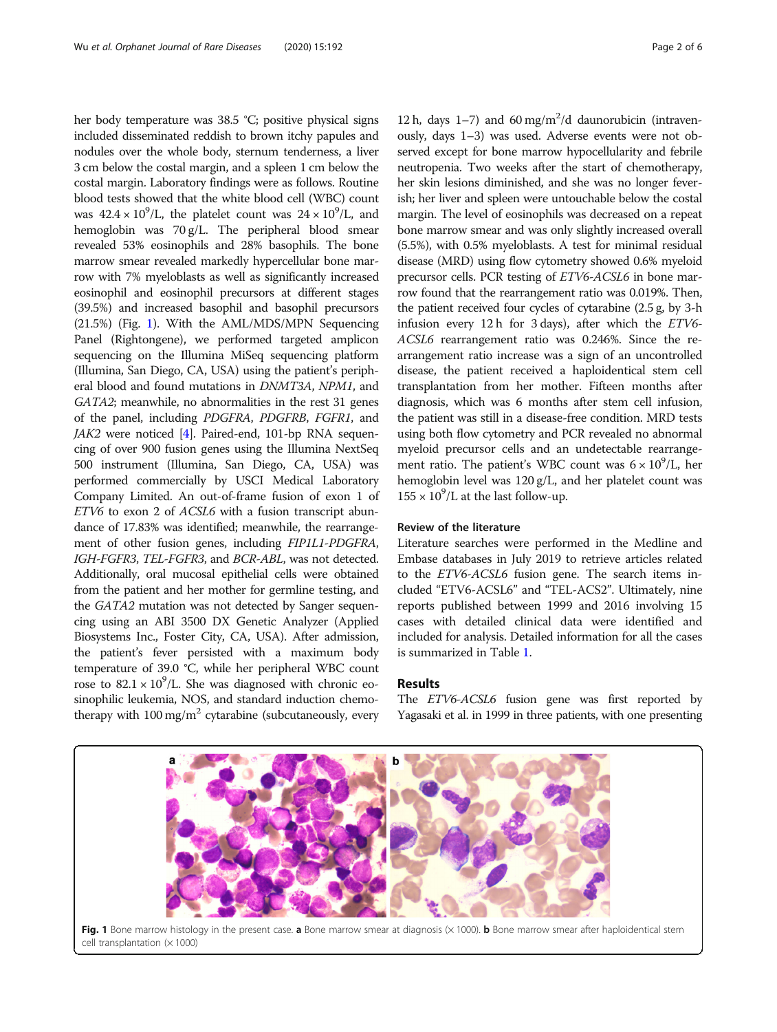her body temperature was 38.5 °C; positive physical signs included disseminated reddish to brown itchy papules and nodules over the whole body, sternum tenderness, a liver 3 cm below the costal margin, and a spleen 1 cm below the costal margin. Laboratory findings were as follows. Routine blood tests showed that the white blood cell (WBC) count was $42.4 \times 10^9$/L, the platelet count was $24 \times 10^9$/L, and hemoglobin was 70 g/L. The peripheral blood smear revealed 53% eosinophils and 28% basophils. The bone marrow smear revealed markedly hypercellular bone marrow with 7% myeloblasts as well as significantly increased eosinophil and eosinophil precursors at different stages (39.5%) and increased basophil and basophil precursors (21.5%) (Fig. 1). With the AML/MDS/MPN Sequencing Panel (Rightongene), we performed targeted amplicon sequencing on the Illumina MiSeq sequencing platform (Illumina, San Diego, CA, USA) using the patient's peripheral blood and found mutations in *DNMT3A*, *NPM1*, and *GATA2*; meanwhile, no abnormalities in the rest 31 genes of the panel, including *PDGFRA*, *PDGFRB*, *FGFR1*, and *JAK2* were noticed [4]. Paired-end, 101-bp RNA sequencing of over 900 fusion genes using the Illumina NextSeq 500 instrument (Illumina, San Diego, CA, USA) was performed commercially by USCI Medical Laboratory Company Limited. An out-of-frame fusion of exon 1 of *ETV6* to exon 2 of *ACSL6* with a fusion transcript abundance of 17.83% was identified; meanwhile, the rearrangement of other fusion genes, including *FIP1L1-PDGFRA*, *IGH-FGFR3*, *TEL-FGFR3*, and *BCR-ABL*, was not detected. Additionally, oral mucosal epithelial cells were obtained from the patient and her mother for germline testing, and the *GATA2* mutation was not detected by Sanger sequencing using an ABI 3500 DX Genetic Analyzer (Applied Biosystems Inc., Foster City, CA, USA). After admission, the patient's fever persisted with a maximum body temperature of 39.0 °C, while her peripheral WBC count rose to $82.1 \times 10^9$/L. She was diagnosed with chronic eosinophilic leukemia, NOS, and standard induction chemotherapy with 100 mg/m$^2$ cytarabine (subcutaneously, every 12 h, days 1–7) and 60 mg/m$^2$/d daunorubicin (intravenously, days 1–3) was used. Adverse events were not observed except for bone marrow hypocellularity and febrile neutropenia. Two weeks after the start of chemotherapy, her skin lesions diminished, and she was no longer feverish; her liver and spleen were untouchable below the costal margin. The level of eosinophils was decreased on a repeat bone marrow smear and was only slightly increased overall (5.5%), with 0.5% myeloblasts. A test for minimal residual disease (MRD) using flow cytometry showed 0.6% myeloid precursor cells. PCR testing of *ETV6-ACSL6* in bone marrow found that the rearrangement ratio was 0.019%. Then, the patient received four cycles of cytarabine (2.5 g, by 3-h infusion every 12 h for 3 days), after which the *ETV6-ACSL6* rearrangement ratio was 0.246%. Since the rearrangement ratio increase was a sign of an uncontrolled disease, the patient received a haploidentical stem cell transplantation from her mother. Fifteen months after diagnosis, which was 6 months after stem cell infusion, the patient was still in a disease-free condition. MRD tests using both flow cytometry and PCR revealed no abnormal myeloid precursor cells and an undetectable rearrangement ratio. The patient's WBC count was $6 \times 10^9$/L, her hemoglobin level was 120 g/L, and her platelet count was $155 \times 10^9$/L at the last follow-up.

### Review of the literature

Literature searches were performed in the Medline and Embase databases in July 2019 to retrieve articles related to the *ETV6-ACSL6* fusion gene. The search items included "ETV6-ACSL6" and "TEL-ACS2". Ultimately, nine reports published between 1999 and 2016 involving 15 cases with detailed clinical data were identified and included for analysis. Detailed information for all the cases is summarized in Table 1.

## Results

The *ETV6-ACSL6* fusion gene was first reported by Yagasaki et al. in 1999 in three patients, with one presenting

**Fig. 1** Bone marrow histology in the present case. **a** Bone marrow smear at diagnosis (× 1000). **b** Bone marrow smear after haploidentical stem cell transplantation (× 1000)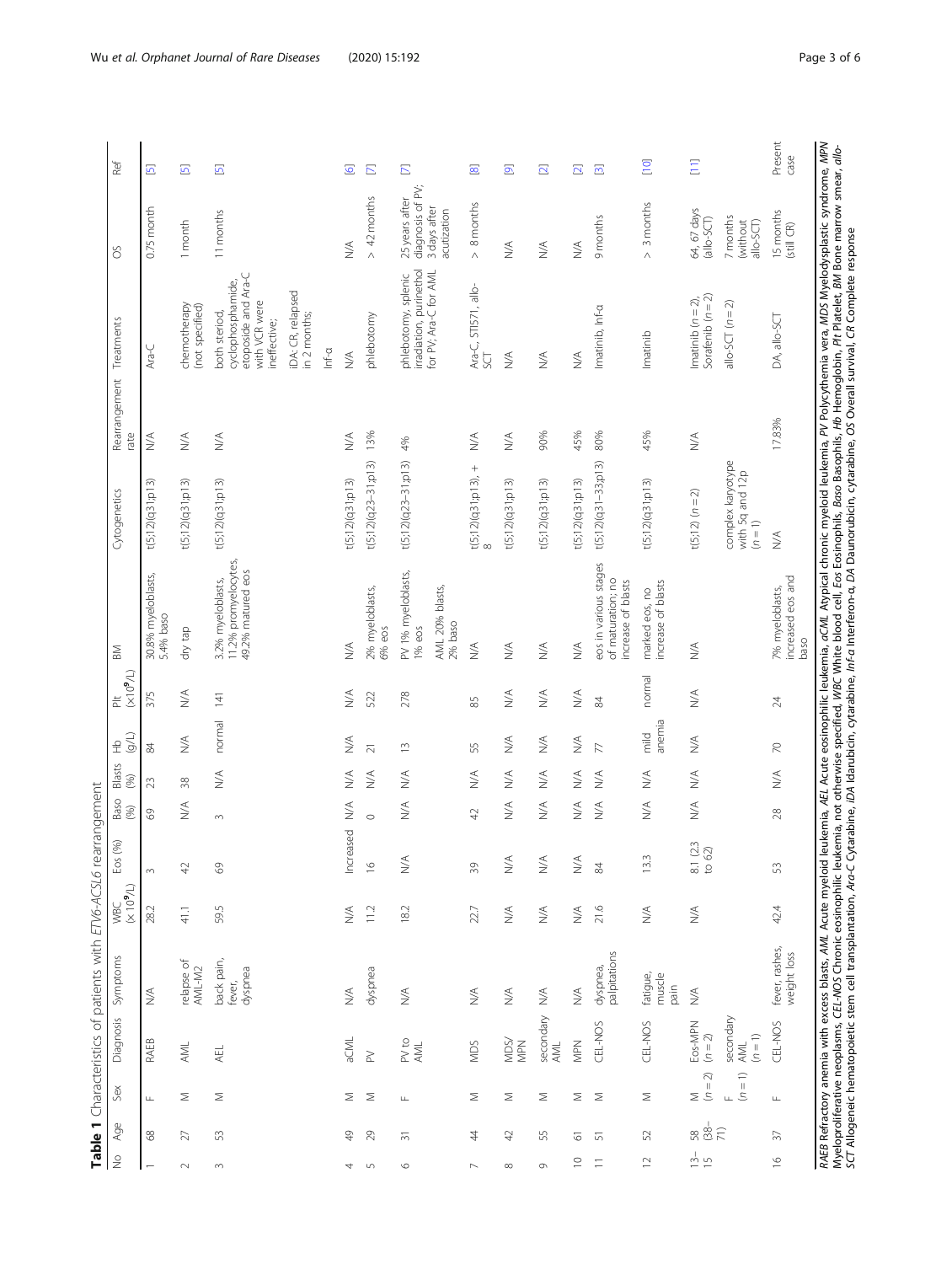**Table 1** Characteristics of patients with *ETV6-ACSL6* rearrangement

| No | Age | Sex | Diagnosis | Symptoms | WBC ($\times10^9$/L) | Eos (%) | Baso (%) | Blasts (%) | Hb (g/L) | Plt ($\times10^9$/L) | BM | Cytogenetics | Rearrangement rate | Treatments | OS | Ref |
|---|---|---|---|---|---|---|---|---|---|---|---|---|---|---|---|---|
| 1 | 68 | F | RAEB | N/A | 28.2 | 3 | 69 | 23 | 84 | 375 | 30.8% myeloblasts, 5.4% baso | t(5;12)(q31;p13) | N/A | Ara-C | 0.75 month | [5] |
| 2 | 27 | M | AML | relapse of AML-M2 | 41.1 | 42 | N/A | 38 | N/A | N/A | dry tap | t(5;12)(q31;p13) | N/A | chemotherapy (not specified) | 1 month | [5] |
| 3 | 53 | M | AEL | back pain, fever, dyspnea | 59.5 | 69 | 3 | N/A | normal | 141 | 3.2% myeloblasts, 11.2% promyelocytes, 49.2% matured eos | t(5;12)(q31;p13) | N/A | both steriod, cyclophosphamide, etoposide and Ara-C with VCR were ineffective; IDA: CR, relapsed in 2 months; Inf-α | 11 months | [5] |
| 4 | 49 | M | aCML | N/A | N/A | Increased | N/A | N/A | N/A | N/A | N/A | t(5;12)(q31;p13) | N/A | N/A | N/A | [6] |
| 5 | 29 | M | PV | dyspnea | 11.2 | 16 | 0 | N/A | 21 | 522 | 2% myeloblasts, 6% eos | t(5;12)(q23–31;p13) | 13% | phlebotomy | > 42 months | [7] |
| 6 | 31 | F | PV to AML | N/A | 18.2 | N/A | N/A | N/A | 13 | 278 | PV 1% myeloblasts, 1% eos; AML 20% blasts, 2% baso | t(5;12)(q23–31;p13) | 4% | phlebotomy, splenic irradiation, purinethol for PV; Ara-C for AML | 25 years after diagnosis of PV; 3 days after acutization | [7] |
| 7 | 44 | M | MDS | N/A | 22.7 | 39 | 42 | N/A | 55 | 85 | N/A | t(5;12)(q31;p13), + 8 | N/A | Ara-C, STI571, allo-SCT | > 8 months | [8] |
| 8 | 42 | M | MDS/MPN | N/A | N/A | N/A | N/A | N/A | N/A | N/A | N/A | t(5;12)(q31;p13) | N/A | N/A | N/A | [9] |
| 9 | 55 | M | secondary AML | N/A | N/A | N/A | N/A | N/A | N/A | N/A | N/A | t(5;12)(q31;p13) | 90% | N/A | N/A | [2] |
| 10 | 61 | M | MPN | N/A | N/A | N/A | N/A | N/A | N/A | N/A | N/A | t(5;12)(q31;p13) | 45% | N/A | N/A | [2] |
| 11 | 51 | M | CEL-NOS | dyspnea, palpitations | 21.6 | 84 | N/A | N/A | 77 | 84 | eos in various stages of maturation; no increase of blasts | t(5;12)(q31–33;p13) | 80% | Imatinib, Inf-α | 9 months | [3] |
| 12 | 52 | M | CEL-NOS | fatigue, muscle pain | N/A | 13.3 | N/A | N/A | mild anemia | normal | marked eos, no increase of blasts | t(5;12)(q31;p13) | 45% | Imatinib | > 3 months | [10] |
| 13–15 | 58 (38–71) | M (n = 2); F (n = 1) | Eos-MPN (n = 2); secondary AML (n = 1) | N/A | N/A | 8.1 (2.3 to 62) | N/A | N/A | N/A | N/A | N/A | t(5;12) (n = 2); complex karyotype with 5q and 12p (n = 1) | N/A | Imatinib (n = 2), Sorafenib (n = 2); allo-SCT (n = 2) | 64, 67 days (allo-SCT); 7 months (without allo-SCT) | [11] |
| 16 | 37 | F | CEL-NOS | fever, rashes, weight loss | 42.4 | 53 | 28 | N/A | 70 | 24 | 7% myeloblasts, increased eos and baso | N/A | 17.83% | DA, allo-SCT | 15 months (still CR) | Present case |

*RAEB* Refractory anemia with excess blasts, *AML* Acute myeloid leukemia, *AEL* Acute eosinophilic leukemia, *aCML* Atypical chronic myeloid leukemia, *PV* Polycythemia vera, *MDS* Myelodysplastic syndrome, *MPN* Myeloproliferative neoplasms, *CEL-NOS* Chronic eosinophilic leukemia, not otherwise specified, *WBC* White blood cell, *Eos* Eosinophils, *Baso* Basophils, *Hb* Hemoglobin, *Plt* Platelet, *BM* Bone marrow smear, *allo-SCT* Allogeneic hematopoietic stem cell transplantation, *Ara-C* Cytarabine, *IDA* Idarubicin, cytarabine, *Inf-α* Interferon-α, *DA* Daunorubicin, cytarabine, *OS* Overall survival, *CR* Complete response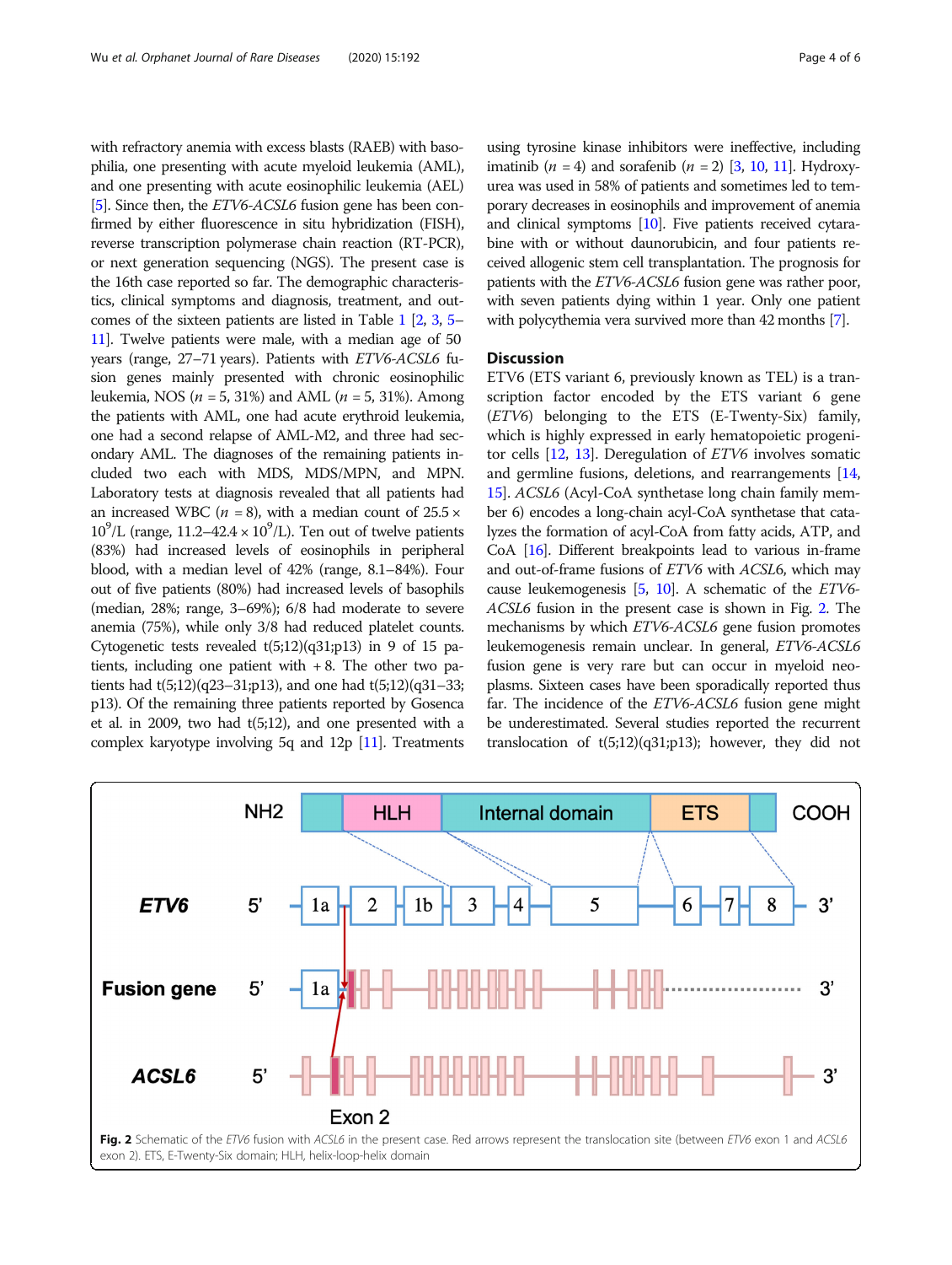with refractory anemia with excess blasts (RAEB) with basophilia, one presenting with acute myeloid leukemia (AML), and one presenting with acute eosinophilic leukemia (AEL) [5]. Since then, the *ETV6-ACSL6* fusion gene has been confirmed by either fluorescence in situ hybridization (FISH), reverse transcription polymerase chain reaction (RT-PCR), or next generation sequencing (NGS). The present case is the 16th case reported so far. The demographic characteristics, clinical symptoms and diagnosis, treatment, and outcomes of the sixteen patients are listed in Table 1 [2, 3, 5–11]. Twelve patients were male, with a median age of 50 years (range, 27–71 years). Patients with *ETV6-ACSL6* fusion genes mainly presented with chronic eosinophilic leukemia, NOS ($n$ = 5, 31%) and AML ($n$ = 5, 31%). Among the patients with AML, one had acute erythroid leukemia, one had a second relapse of AML-M2, and three had secondary AML. The diagnoses of the remaining patients included two each with MDS, MDS/MPN, and MPN. Laboratory tests at diagnosis revealed that all patients had an increased WBC ($n$ = 8), with a median count of 25.5 × $10^9$/L (range, 11.2–42.4 × $10^9$/L). Ten out of twelve patients (83%) had increased levels of eosinophils in peripheral blood, with a median level of 42% (range, 8.1–84%). Four out of five patients (80%) had increased levels of basophils (median, 28%; range, 3–69%); 6/8 had moderate to severe anemia (75%), while only 3/8 had reduced platelet counts. Cytogenetic tests revealed t(5;12)(q31;p13) in 9 of 15 patients, including one patient with + 8. The other two patients had t(5;12)(q23–31;p13), and one had t(5;12)(q31–33; p13). Of the remaining three patients reported by Gosenca et al. in 2009, two had t(5;12), and one presented with a complex karyotype involving 5q and 12p [11]. Treatments using tyrosine kinase inhibitors were ineffective, including imatinib ($n$ = 4) and sorafenib ($n$ = 2) [3, 10, 11]. Hydroxyurea was used in 58% of patients and sometimes led to temporary decreases in eosinophils and improvement of anemia and clinical symptoms [10]. Five patients received cytarabine with or without daunorubicin, and four patients received allogenic stem cell transplantation. The prognosis for patients with the *ETV6-ACSL6* fusion gene was rather poor, with seven patients dying within 1 year. Only one patient with polycythemia vera survived more than 42 months [7].

## Discussion

ETV6 (ETS variant 6, previously known as TEL) is a transcription factor encoded by the ETS variant 6 gene (*ETV6*) belonging to the ETS (E-Twenty-Six) family, which is highly expressed in early hematopoietic progenitor cells [12, 13]. Deregulation of *ETV6* involves somatic and germline fusions, deletions, and rearrangements [14, 15]. *ACSL6* (Acyl-CoA synthetase long chain family member 6) encodes a long-chain acyl-CoA synthetase that catalyzes the formation of acyl-CoA from fatty acids, ATP, and CoA [16]. Different breakpoints lead to various in-frame and out-of-frame fusions of *ETV6* with *ACSL6*, which may cause leukemogenesis [5, 10]. A schematic of the *ETV6-ACSL6* fusion in the present case is shown in Fig. 2. The mechanisms by which *ETV6-ACSL6* gene fusion promotes leukemogenesis remain unclear. In general, *ETV6-ACSL6* fusion gene is very rare but can occur in myeloid neoplasms. Sixteen cases have been sporadically reported thus far. The incidence of the *ETV6-ACSL6* fusion gene might be underestimated. Several studies reported the recurrent translocation of t(5;12)(q31;p13); however, they did not

**Fig. 2** Schematic of the *ETV6* fusion with *ACSL6* in the present case. Red arrows represent the translocation site (between *ETV6* exon 1 and *ACSL6* exon 2). ETS, E-Twenty-Six domain; HLH, helix-loop-helix domain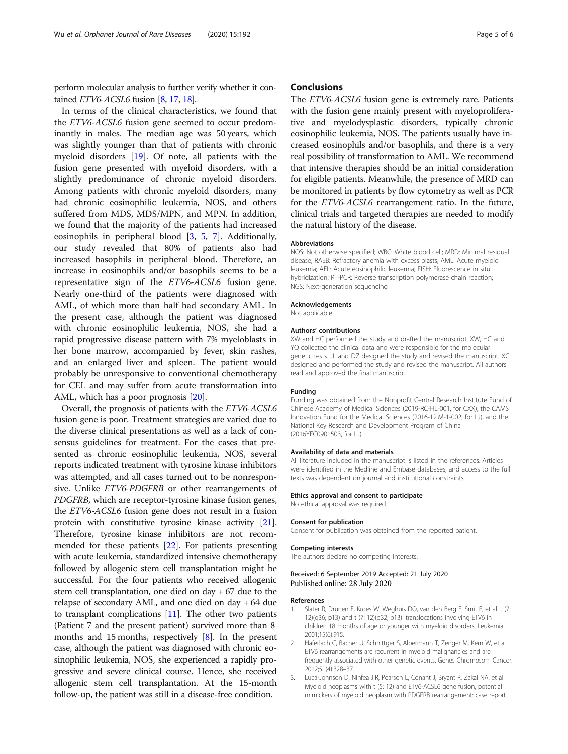perform molecular analysis to further verify whether it contained *ETV6-ACSL6* fusion [8, 17, 18].

In terms of the clinical characteristics, we found that the *ETV6-ACSL6* fusion gene seemed to occur predominantly in males. The median age was 50 years, which was slightly younger than that of patients with chronic myeloid disorders [19]. Of note, all patients with the fusion gene presented with myeloid disorders, with a slightly predominance of chronic myeloid disorders. Among patients with chronic myeloid disorders, many had chronic eosinophilic leukemia, NOS, and others suffered from MDS, MDS/MPN, and MPN. In addition, we found that the majority of the patients had increased eosinophils in peripheral blood [3, 5, 7]. Additionally, our study revealed that 80% of patients also had increased basophils in peripheral blood. Therefore, an increase in eosinophils and/or basophils seems to be a representative sign of the *ETV6-ACSL6* fusion gene. Nearly one-third of the patients were diagnosed with AML, of which more than half had secondary AML. In the present case, although the patient was diagnosed with chronic eosinophilic leukemia, NOS, she had a rapid progressive disease pattern with 7% myeloblasts in her bone marrow, accompanied by fever, skin rashes, and an enlarged liver and spleen. The patient would probably be unresponsive to conventional chemotherapy for CEL and may suffer from acute transformation into AML, which has a poor prognosis [20].

Overall, the prognosis of patients with the *ETV6-ACSL6* fusion gene is poor. Treatment strategies are varied due to the diverse clinical presentations as well as a lack of consensus guidelines for treatment. For the cases that presented as chronic eosinophilic leukemia, NOS, several reports indicated treatment with tyrosine kinase inhibitors was attempted, and all cases turned out to be nonresponsive. Unlike *ETV6-PDGFRB* or other rearrangements of *PDGFRB*, which are receptor-tyrosine kinase fusion genes, the *ETV6-ACSL6* fusion gene does not result in a fusion protein with constitutive tyrosine kinase activity [21]. Therefore, tyrosine kinase inhibitors are not recommended for these patients [22]. For patients presenting with acute leukemia, standardized intensive chemotherapy followed by allogenic stem cell transplantation might be successful. For the four patients who received allogenic stem cell transplantation, one died on day + 67 due to the relapse of secondary AML, and one died on day + 64 due to transplant complications [11]. The other two patients (Patient 7 and the present patient) survived more than 8 months and 15 months, respectively [8]. In the present case, although the patient was diagnosed with chronic eosinophilic leukemia, NOS, she experienced a rapidly progressive and severe clinical course. Hence, she received allogenic stem cell transplantation. At the 15-month follow-up, the patient was still in a disease-free condition.

## Conclusions

The *ETV6-ACSL6* fusion gene is extremely rare. Patients with the fusion gene mainly present with myeloproliferative and myelodysplastic disorders, typically chronic eosinophilic leukemia, NOS. The patients usually have increased eosinophils and/or basophils, and there is a very real possibility of transformation to AML. We recommend that intensive therapies should be an initial consideration for eligible patients. Meanwhile, the presence of MRD can be monitored in patients by flow cytometry as well as PCR for the *ETV6-ACSL6* rearrangement ratio. In the future, clinical trials and targeted therapies are needed to modify the natural history of the disease.

#### Abbreviations

NOS: Not otherwise specified; WBC: White blood cell; MRD: Minimal residual disease; RAEB: Refractory anemia with excess blasts; AML: Acute myeloid leukemia; AEL: Acute eosinophilic leukemia; FISH: Fluorescence in situ hybridization; RT-PCR: Reverse transcription polymerase chain reaction; NGS: Next-generation sequencing

#### Acknowledgements

Not applicable.

#### Authors' contributions

XW and HC performed the study and drafted the manuscript. XW, HC and YQ collected the clinical data and were responsible for the molecular genetic tests. JL and DZ designed the study and revised the manuscript. XC designed and performed the study and revised the manuscript. All authors read and approved the final manuscript.

#### Funding

Funding was obtained from the Nonprofit Central Research Institute Fund of Chinese Academy of Medical Sciences (2019-RC-HL-001, for CXX), the CAMS Innovation Fund for the Medical Sciences (2016-12 M-1-002, for LJ), and the National Key Research and Development Program of China (2016YFC0901503, for LJ).

#### Availability of data and materials

All literature included in the manuscript is listed in the references. Articles were identified in the Medline and Embase databases, and access to the full texts was dependent on journal and institutional constraints.

#### Ethics approval and consent to participate

No ethical approval was required.

#### Consent for publication

Consent for publication was obtained from the reported patient.

#### Competing interests

The authors declare no competing interests.

Received: 6 September 2019 Accepted: 21 July 2020
Published online: 28 July 2020

#### References

1. Slater R, Drunen E, Kroes W, Weghuis DO, van den Berg E, Smit E, et al. t (7; 12)(q36; p13) and t (7; 12)(q32; p13)–translocations involving ETV6 in children 18 months of age or younger with myeloid disorders. Leukemia. 2001;15(6):915.
2. Haferlach C, Bacher U, Schnittger S, Alpermann T, Zenger M, Kern W, et al. ETV6 rearrangements are recurrent in myeloid malignancies and are frequently associated with other genetic events. Genes Chromosom Cancer. 2012;51(4):328–37.
3. Luca-Johnson D, Ninfea JIR, Pearson L, Conant J, Bryant R, Zakai NA, et al. Myeloid neoplasms with t (5; 12) and ETV6-ACSL6 gene fusion, potential mimickers of myeloid neoplasm with PDGFRB rearrangement: case report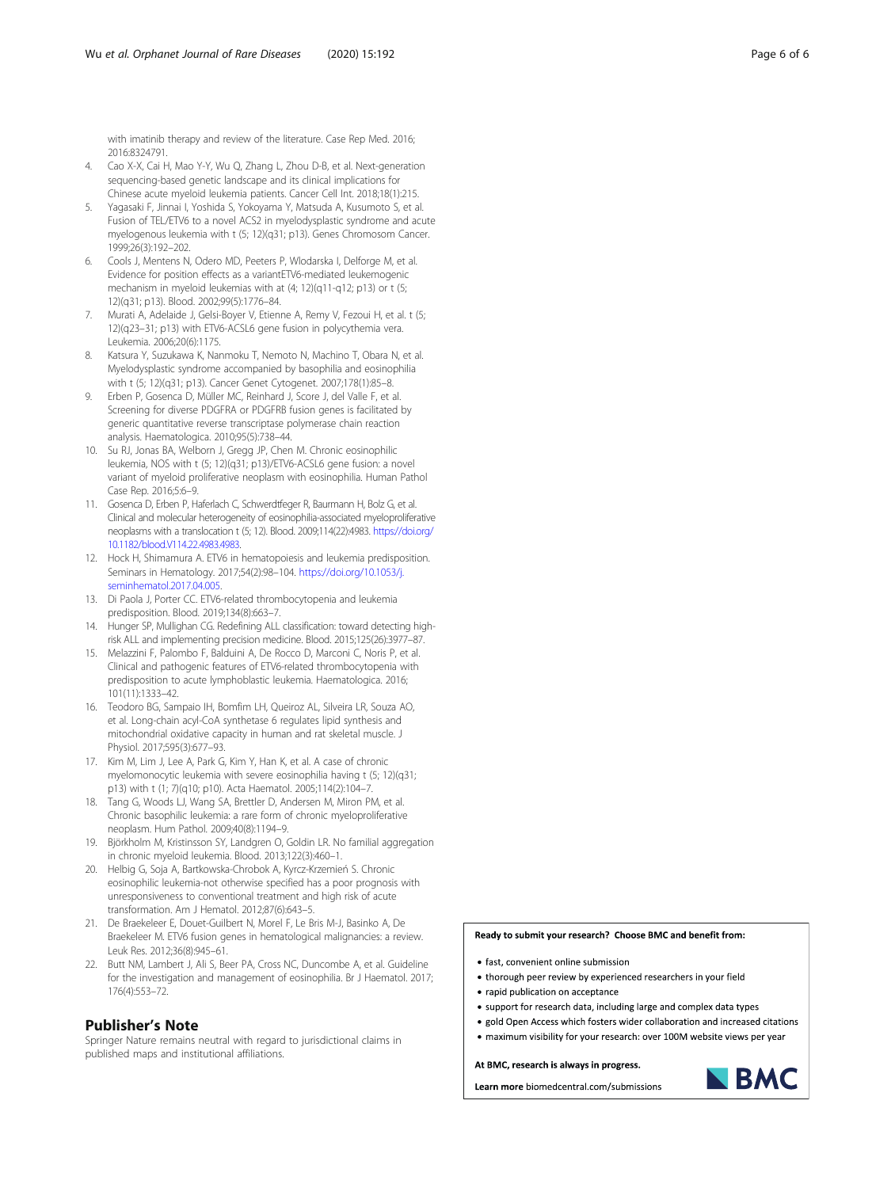with imatinib therapy and review of the literature. Case Rep Med. 2016; 2016:8324791.

4. Cao X-X, Cai H, Mao Y-Y, Wu Q, Zhang L, Zhou D-B, et al. Next-generation sequencing-based genetic landscape and its clinical implications for Chinese acute myeloid leukemia patients. Cancer Cell Int. 2018;18(1):215.
5. Yagasaki F, Jinnai I, Yoshida S, Yokoyama Y, Matsuda A, Kusumoto S, et al. Fusion of TEL/ETV6 to a novel ACS2 in myelodysplastic syndrome and acute myelogenous leukemia with t (5; 12)(q31; p13). Genes Chromosom Cancer. 1999;26(3):192–202.
6. Cools J, Mentens N, Odero MD, Peeters P, Wlodarska I, Delforge M, et al. Evidence for position effects as a variantETV6-mediated leukemogenic mechanism in myeloid leukemias with at (4; 12)(q11-q12; p13) or t (5; 12)(q31; p13). Blood. 2002;99(5):1776–84.
7. Murati A, Adelaide J, Gelsi-Boyer V, Etienne A, Remy V, Fezoui H, et al. t (5; 12)(q23–31; p13) with ETV6-ACSL6 gene fusion in polycythemia vera. Leukemia. 2006;20(6):1175.
8. Katsura Y, Suzukawa K, Nanmoku T, Nemoto N, Machino T, Obara N, et al. Myelodysplastic syndrome accompanied by basophilia and eosinophilia with t (5; 12)(q31; p13). Cancer Genet Cytogenet. 2007;178(1):85–8.
9. Erben P, Gosenca D, Müller MC, Reinhard J, Score J, del Valle F, et al. Screening for diverse PDGFRA or PDGFRB fusion genes is facilitated by generic quantitative reverse transcriptase polymerase chain reaction analysis. Haematologica. 2010;95(5):738–44.
10. Su RJ, Jonas BA, Welborn J, Gregg JP, Chen M. Chronic eosinophilic leukemia, NOS with t (5; 12)(q31; p13)/ETV6-ACSL6 gene fusion: a novel variant of myeloid proliferative neoplasm with eosinophilia. Human Pathol Case Rep. 2016;5:6–9.
11. Gosenca D, Erben P, Haferlach C, Schwerdtfeger R, Baurmann H, Bolz G, et al. Clinical and molecular heterogeneity of eosinophilia-associated myeloproliferative neoplasms with a translocation t (5; 12). Blood. 2009;114(22):4983. https://doi.org/10.1182/blood.V114.22.4983.4983.
12. Hock H, Shimamura A. ETV6 in hematopoiesis and leukemia predisposition. Seminars in Hematology. 2017;54(2):98–104. https://doi.org/10.1053/j.seminhematol.2017.04.005.
13. Di Paola J, Porter CC. ETV6-related thrombocytopenia and leukemia predisposition. Blood. 2019;134(8):663–7.
14. Hunger SP, Mullighan CG. Redefining ALL classification: toward detecting high-risk ALL and implementing precision medicine. Blood. 2015;125(26):3977–87.
15. Melazzini F, Palombo F, Balduini A, De Rocco D, Marconi C, Noris P, et al. Clinical and pathogenic features of ETV6-related thrombocytopenia with predisposition to acute lymphoblastic leukemia. Haematologica. 2016; 101(11):1333–42.
16. Teodoro BG, Sampaio IH, Bomfim LH, Queiroz AL, Silveira LR, Souza AO, et al. Long-chain acyl-CoA synthetase 6 regulates lipid synthesis and mitochondrial oxidative capacity in human and rat skeletal muscle. J Physiol. 2017;595(3):677–93.
17. Kim M, Lim J, Lee A, Park G, Kim Y, Han K, et al. A case of chronic myelomonocytic leukemia with severe eosinophilia having t (5; 12)(q31; p13) with t (1; 7)(q10; p10). Acta Haematol. 2005;114(2):104–7.
18. Tang G, Woods LJ, Wang SA, Brettler D, Andersen M, Miron PM, et al. Chronic basophilic leukemia: a rare form of chronic myeloproliferative neoplasm. Hum Pathol. 2009;40(8):1194–9.
19. Björkholm M, Kristinsson SY, Landgren O, Goldin LR. No familial aggregation in chronic myeloid leukemia. Blood. 2013;122(3):460–1.
20. Helbig G, Soja A, Bartkowska-Chrobok A, Kyrcz-Krzemień S. Chronic eosinophilic leukemia-not otherwise specified has a poor prognosis with unresponsiveness to conventional treatment and high risk of acute transformation. Am J Hematol. 2012;87(6):643–5.
21. De Braekeleer E, Douet-Guilbert N, Morel F, Le Bris M-J, Basinko A, De Braekeleer M. ETV6 fusion genes in hematological malignancies: a review. Leuk Res. 2012;36(8):945–61.
22. Butt NM, Lambert J, Ali S, Beer PA, Cross NC, Duncombe A, et al. Guideline for the investigation and management of eosinophilia. Br J Haematol. 2017; 176(4):553–72.

## Publisher's Note

Springer Nature remains neutral with regard to jurisdictional claims in published maps and institutional affiliations.

**Ready to submit your research? Choose BMC and benefit from:**

- fast, convenient online submission
- thorough peer review by experienced researchers in your field
- rapid publication on acceptance
- support for research data, including large and complex data types
- gold Open Access which fosters wider collaboration and increased citations
- maximum visibility for your research: over 100M website views per year

**At BMC, research is always in progress.**

**Learn more** biomedcentral.com/submissions

BMC